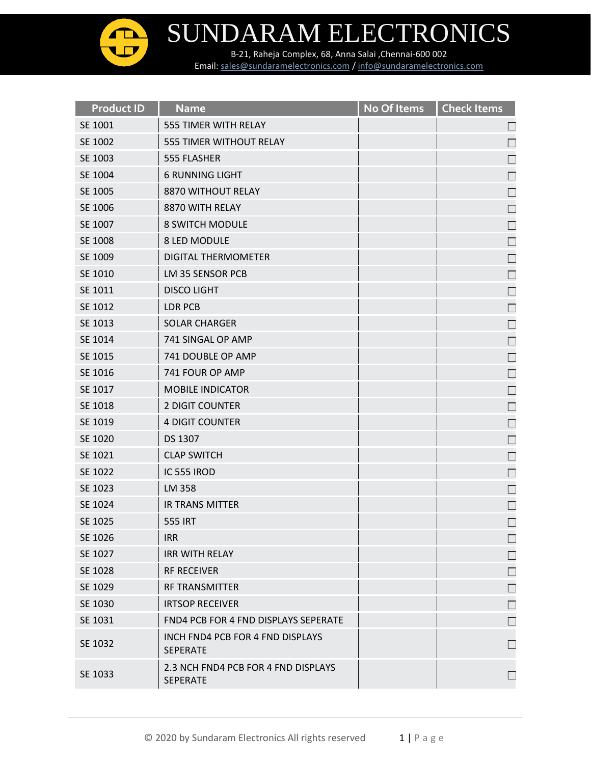# SUNDARAM ELECTRONICS

B-21, Raheja Complex, 68, Anna Salai ,Chennai-600 002
Email: sales@sundaramelectronics.com / info@sundaramelectronics.com

| Product ID | Name | No Of Items | Check Items |
|---|---|---|---|
| SE 1001 | 555 TIMER WITH RELAY | | ☐ |
| SE 1002 | 555 TIMER WITHOUT RELAY | | ☐ |
| SE 1003 | 555 FLASHER | | ☐ |
| SE 1004 | 6 RUNNING LIGHT | | ☐ |
| SE 1005 | 8870 WITHOUT RELAY | | ☐ |
| SE 1006 | 8870 WITH RELAY | | ☐ |
| SE 1007 | 8 SWITCH MODULE | | ☐ |
| SE 1008 | 8 LED MODULE | | ☐ |
| SE 1009 | DIGITAL THERMOMETER | | ☐ |
| SE 1010 | LM 35 SENSOR PCB | | ☐ |
| SE 1011 | DISCO LIGHT | | ☐ |
| SE 1012 | LDR PCB | | ☐ |
| SE 1013 | SOLAR CHARGER | | ☐ |
| SE 1014 | 741 SINGAL OP AMP | | ☐ |
| SE 1015 | 741 DOUBLE OP AMP | | ☐ |
| SE 1016 | 741 FOUR OP AMP | | ☐ |
| SE 1017 | MOBILE INDICATOR | | ☐ |
| SE 1018 | 2 DIGIT COUNTER | | ☐ |
| SE 1019 | 4 DIGIT COUNTER | | ☐ |
| SE 1020 | DS 1307 | | ☐ |
| SE 1021 | CLAP SWITCH | | ☐ |
| SE 1022 | IC 555 IROD | | ☐ |
| SE 1023 | LM 358 | | ☐ |
| SE 1024 | IR TRANS MITTER | | ☐ |
| SE 1025 | 555 IRT | | ☐ |
| SE 1026 | IRR | | ☐ |
| SE 1027 | IRR WITH RELAY | | ☐ |
| SE 1028 | RF RECEIVER | | ☐ |
| SE 1029 | RF TRANSMITTER | | ☐ |
| SE 1030 | IRTSOP RECEIVER | | ☐ |
| SE 1031 | FND4 PCB FOR 4 FND DISPLAYS SEPERATE | | ☐ |
| SE 1032 | INCH FND4 PCB FOR 4 FND DISPLAYS SEPERATE | | ☐ |
| SE 1033 | 2.3 NCH FND4 PCB FOR 4 FND DISPLAYS SEPERATE | | ☐ |

© 2020 by Sundaram Electronics All rights reserved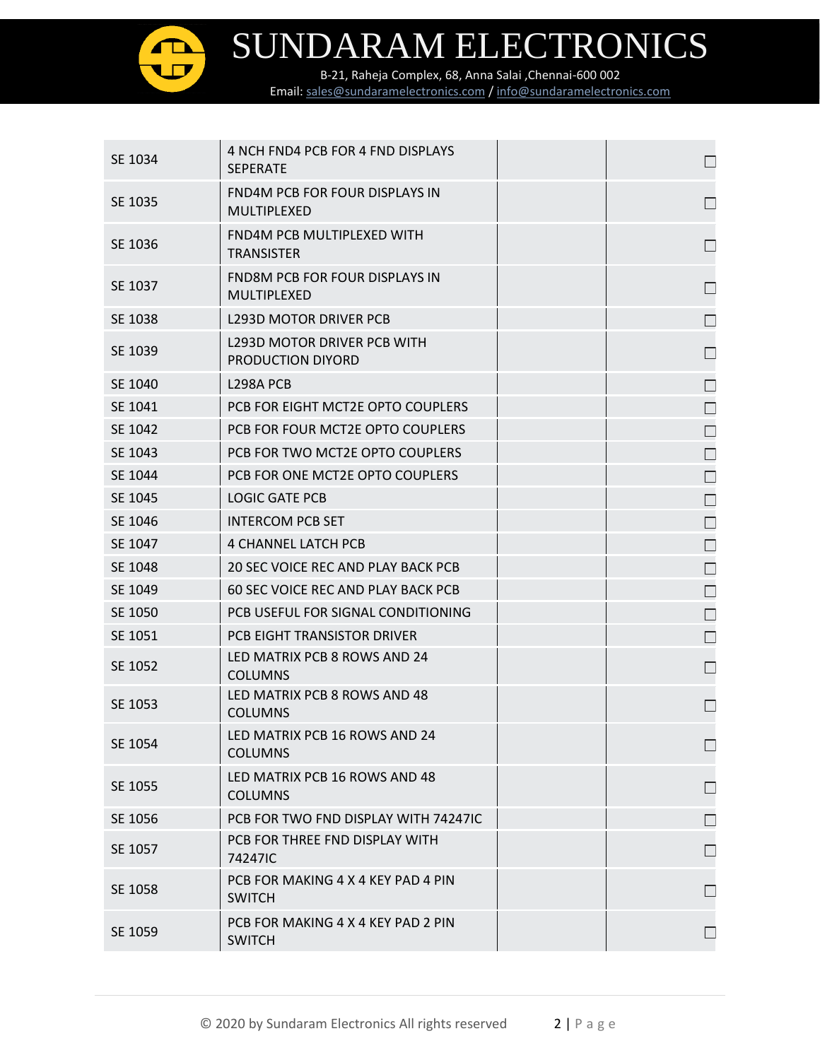| | | | |
|---|---|---|---|
| SE 1034 | 4 NCH FND4 PCB FOR 4 FND DISPLAYS SEPERATE | | ☐ |
| SE 1035 | FND4M PCB FOR FOUR DISPLAYS IN MULTIPLEXED | | ☐ |
| SE 1036 | FND4M PCB MULTIPLEXED WITH TRANSISTER | | ☐ |
| SE 1037 | FND8M PCB FOR FOUR DISPLAYS IN MULTIPLEXED | | ☐ |
| SE 1038 | L293D MOTOR DRIVER PCB | | ☐ |
| SE 1039 | L293D MOTOR DRIVER PCB WITH PRODUCTION DIYORD | | ☐ |
| SE 1040 | L298A PCB | | ☐ |
| SE 1041 | PCB FOR EIGHT MCT2E OPTO COUPLERS | | ☐ |
| SE 1042 | PCB FOR FOUR MCT2E OPTO COUPLERS | | ☐ |
| SE 1043 | PCB FOR TWO MCT2E OPTO COUPLERS | | ☐ |
| SE 1044 | PCB FOR ONE MCT2E OPTO COUPLERS | | ☐ |
| SE 1045 | LOGIC GATE PCB | | ☐ |
| SE 1046 | INTERCOM PCB SET | | ☐ |
| SE 1047 | 4 CHANNEL LATCH PCB | | ☐ |
| SE 1048 | 20 SEC VOICE REC AND PLAY BACK PCB | | ☐ |
| SE 1049 | 60 SEC VOICE REC AND PLAY BACK PCB | | ☐ |
| SE 1050 | PCB USEFUL FOR SIGNAL CONDITIONING | | ☐ |
| SE 1051 | PCB EIGHT TRANSISTOR DRIVER | | ☐ |
| SE 1052 | LED MATRIX PCB 8 ROWS AND 24 COLUMNS | | ☐ |
| SE 1053 | LED MATRIX PCB 8 ROWS AND 48 COLUMNS | | ☐ |
| SE 1054 | LED MATRIX PCB 16 ROWS AND 24 COLUMNS | | ☐ |
| SE 1055 | LED MATRIX PCB 16 ROWS AND 48 COLUMNS | | ☐ |
| SE 1056 | PCB FOR TWO FND DISPLAY WITH 74247IC | | ☐ |
| SE 1057 | PCB FOR THREE FND DISPLAY WITH 74247IC | | ☐ |
| SE 1058 | PCB FOR MAKING 4 X 4 KEY PAD 4 PIN SWITCH | | ☐ |
| SE 1059 | PCB FOR MAKING 4 X 4 KEY PAD 2 PIN SWITCH | | ☐ |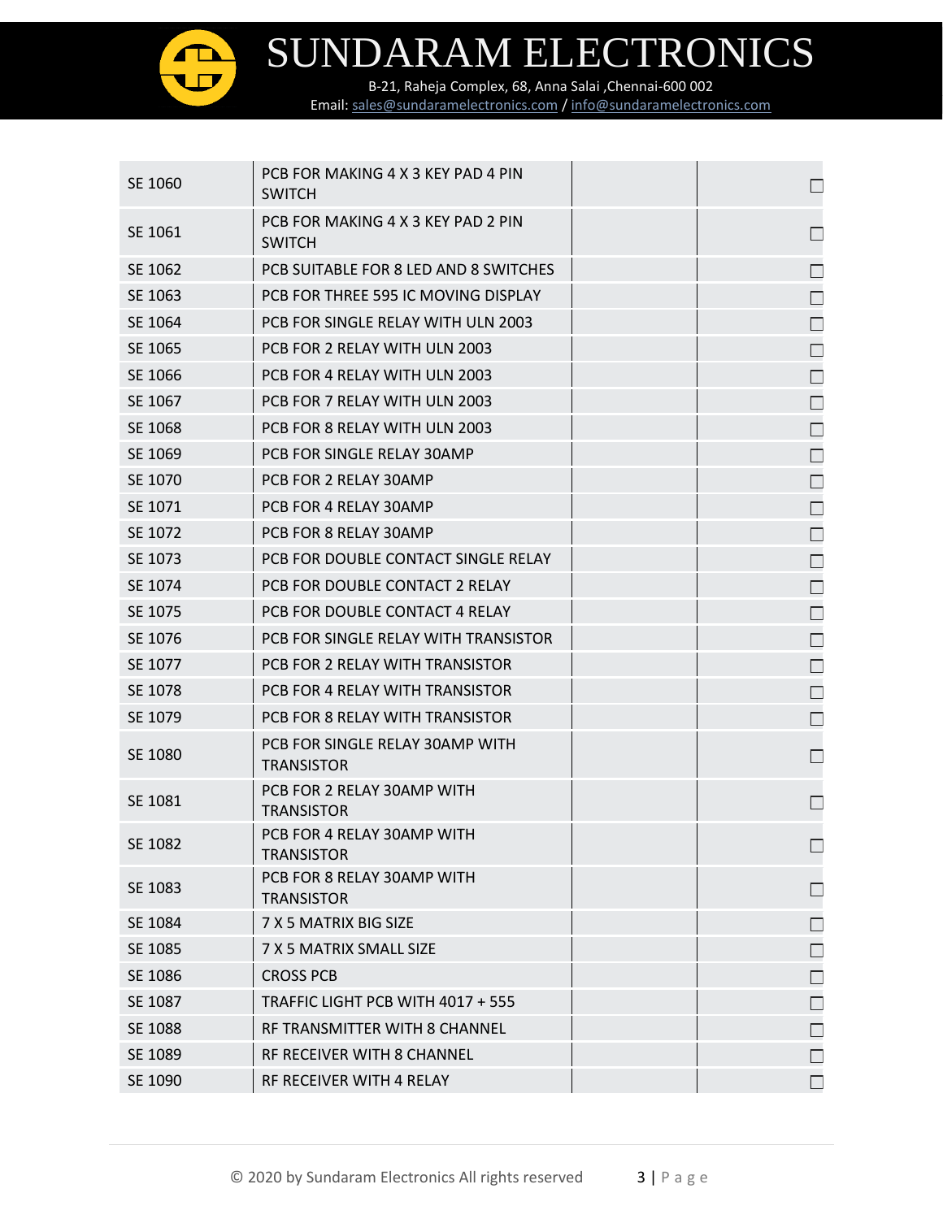# SUNDARAM ELECTRONICS

B-21, Raheja Complex, 68, Anna Salai ,Chennai-600 002
Email: sales@sundaramelectronics.com / info@sundaramelectronics.com

| | | | | |
|---|---|---|---|---|
| SE 1060 | PCB FOR MAKING 4 X 3 KEY PAD 4 PIN SWITCH | | | ☐ |
| SE 1061 | PCB FOR MAKING 4 X 3 KEY PAD 2 PIN SWITCH | | | ☐ |
| SE 1062 | PCB SUITABLE FOR 8 LED AND 8 SWITCHES | | | ☐ |
| SE 1063 | PCB FOR THREE 595 IC MOVING DISPLAY | | | ☐ |
| SE 1064 | PCB FOR SINGLE RELAY WITH ULN 2003 | | | ☐ |
| SE 1065 | PCB FOR 2 RELAY WITH ULN 2003 | | | ☐ |
| SE 1066 | PCB FOR 4 RELAY WITH ULN 2003 | | | ☐ |
| SE 1067 | PCB FOR 7 RELAY WITH ULN 2003 | | | ☐ |
| SE 1068 | PCB FOR 8 RELAY WITH ULN 2003 | | | ☐ |
| SE 1069 | PCB FOR SINGLE RELAY 30AMP | | | ☐ |
| SE 1070 | PCB FOR 2 RELAY 30AMP | | | ☐ |
| SE 1071 | PCB FOR 4 RELAY 30AMP | | | ☐ |
| SE 1072 | PCB FOR 8 RELAY 30AMP | | | ☐ |
| SE 1073 | PCB FOR DOUBLE CONTACT SINGLE RELAY | | | ☐ |
| SE 1074 | PCB FOR DOUBLE CONTACT 2 RELAY | | | ☐ |
| SE 1075 | PCB FOR DOUBLE CONTACT 4 RELAY | | | ☐ |
| SE 1076 | PCB FOR SINGLE RELAY WITH TRANSISTOR | | | ☐ |
| SE 1077 | PCB FOR 2 RELAY WITH TRANSISTOR | | | ☐ |
| SE 1078 | PCB FOR 4 RELAY WITH TRANSISTOR | | | ☐ |
| SE 1079 | PCB FOR 8 RELAY WITH TRANSISTOR | | | ☐ |
| SE 1080 | PCB FOR SINGLE RELAY 30AMP WITH TRANSISTOR | | | ☐ |
| SE 1081 | PCB FOR 2 RELAY 30AMP WITH TRANSISTOR | | | ☐ |
| SE 1082 | PCB FOR 4 RELAY 30AMP WITH TRANSISTOR | | | ☐ |
| SE 1083 | PCB FOR 8 RELAY 30AMP WITH TRANSISTOR | | | ☐ |
| SE 1084 | 7 X 5 MATRIX BIG SIZE | | | ☐ |
| SE 1085 | 7 X 5 MATRIX SMALL SIZE | | | ☐ |
| SE 1086 | CROSS PCB | | | ☐ |
| SE 1087 | TRAFFIC LIGHT PCB WITH 4017 + 555 | | | ☐ |
| SE 1088 | RF TRANSMITTER WITH 8 CHANNEL | | | ☐ |
| SE 1089 | RF RECEIVER WITH 8 CHANNEL | | | ☐ |
| SE 1090 | RF RECEIVER WITH 4 RELAY | | | ☐ |

© 2020 by Sundaram Electronics All rights reserved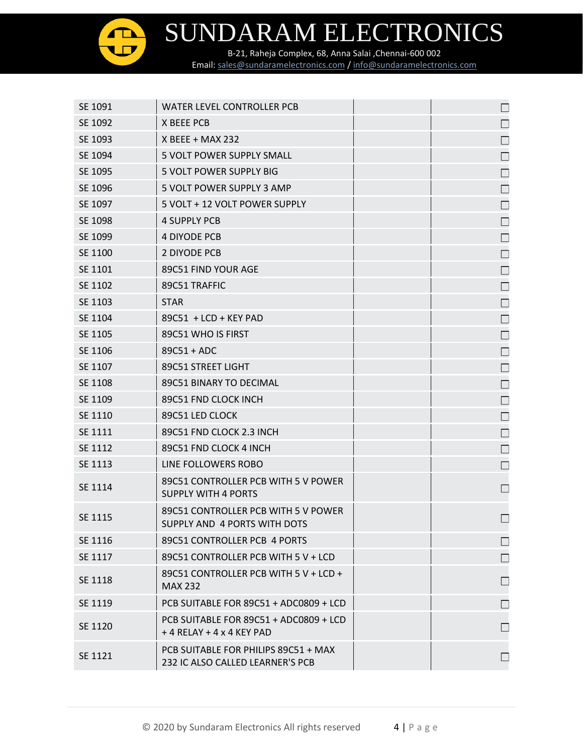# SUNDARAM ELECTRONICS

B-21, Raheja Complex, 68, Anna Salai ,Chennai-600 002

Email: sales@sundaramelectronics.com / info@sundaramelectronics.com

| | | | |
|---|---|---|---|
| SE 1091 | WATER LEVEL CONTROLLER PCB | | ☐ |
| SE 1092 | X BEEE PCB | | ☐ |
| SE 1093 | X BEEE + MAX 232 | | ☐ |
| SE 1094 | 5 VOLT POWER SUPPLY SMALL | | ☐ |
| SE 1095 | 5 VOLT POWER SUPPLY BIG | | ☐ |
| SE 1096 | 5 VOLT POWER SUPPLY 3 AMP | | ☐ |
| SE 1097 | 5 VOLT + 12 VOLT POWER SUPPLY | | ☐ |
| SE 1098 | 4 SUPPLY PCB | | ☐ |
| SE 1099 | 4 DIYODE PCB | | ☐ |
| SE 1100 | 2 DIYODE PCB | | ☐ |
| SE 1101 | 89C51 FIND YOUR AGE | | ☐ |
| SE 1102 | 89C51 TRAFFIC | | ☐ |
| SE 1103 | STAR | | ☐ |
| SE 1104 | 89C51 + LCD + KEY PAD | | ☐ |
| SE 1105 | 89C51 WHO IS FIRST | | ☐ |
| SE 1106 | 89C51 + ADC | | ☐ |
| SE 1107 | 89C51 STREET LIGHT | | ☐ |
| SE 1108 | 89C51 BINARY TO DECIMAL | | ☐ |
| SE 1109 | 89C51 FND CLOCK INCH | | ☐ |
| SE 1110 | 89C51 LED CLOCK | | ☐ |
| SE 1111 | 89C51 FND CLOCK 2.3 INCH | | ☐ |
| SE 1112 | 89C51 FND CLOCK 4 INCH | | ☐ |
| SE 1113 | LINE FOLLOWERS ROBO | | ☐ |
| SE 1114 | 89C51 CONTROLLER PCB WITH 5 V POWER SUPPLY WITH 4 PORTS | | ☐ |
| SE 1115 | 89C51 CONTROLLER PCB WITH 5 V POWER SUPPLY AND 4 PORTS WITH DOTS | | ☐ |
| SE 1116 | 89C51 CONTROLLER PCB 4 PORTS | | ☐ |
| SE 1117 | 89C51 CONTROLLER PCB WITH 5 V + LCD | | ☐ |
| SE 1118 | 89C51 CONTROLLER PCB WITH 5 V + LCD + MAX 232 | | ☐ |
| SE 1119 | PCB SUITABLE FOR 89C51 + ADC0809 + LCD | | ☐ |
| SE 1120 | PCB SUITABLE FOR 89C51 + ADC0809 + LCD + 4 RELAY + 4 x 4 KEY PAD | | ☐ |
| SE 1121 | PCB SUITABLE FOR PHILIPS 89C51 + MAX 232 IC ALSO CALLED LEARNER'S PCB | | ☐ |

© 2020 by Sundaram Electronics All rights reserved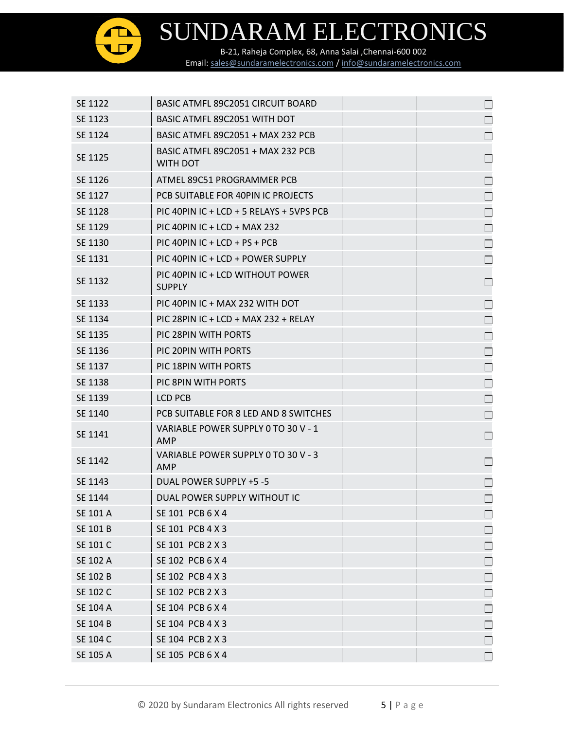| | | | |
|---|---|---|---|
| SE 1122 | BASIC ATMFL 89C2051 CIRCUIT BOARD | | ☐ |
| SE 1123 | BASIC ATMFL 89C2051 WITH DOT | | ☐ |
| SE 1124 | BASIC ATMFL 89C2051 + MAX 232 PCB | | ☐ |
| SE 1125 | BASIC ATMFL 89C2051 + MAX 232 PCB WITH DOT | | ☐ |
| SE 1126 | ATMEL 89C51 PROGRAMMER PCB | | ☐ |
| SE 1127 | PCB SUITABLE FOR 40PIN IC PROJECTS | | ☐ |
| SE 1128 | PIC 40PIN IC + LCD + 5 RELAYS + 5VPS PCB | | ☐ |
| SE 1129 | PIC 40PIN IC + LCD + MAX 232 | | ☐ |
| SE 1130 | PIC 40PIN IC + LCD + PS + PCB | | ☐ |
| SE 1131 | PIC 40PIN IC + LCD + POWER SUPPLY | | ☐ |
| SE 1132 | PIC 40PIN IC + LCD WITHOUT POWER SUPPLY | | ☐ |
| SE 1133 | PIC 40PIN IC + MAX 232 WITH DOT | | ☐ |
| SE 1134 | PIC 28PIN IC + LCD + MAX 232 + RELAY | | ☐ |
| SE 1135 | PIC 28PIN WITH PORTS | | ☐ |
| SE 1136 | PIC 20PIN WITH PORTS | | ☐ |
| SE 1137 | PIC 18PIN WITH PORTS | | ☐ |
| SE 1138 | PIC 8PIN WITH PORTS | | ☐ |
| SE 1139 | LCD PCB | | ☐ |
| SE 1140 | PCB SUITABLE FOR 8 LED AND 8 SWITCHES | | ☐ |
| SE 1141 | VARIABLE POWER SUPPLY 0 TO 30 V - 1 AMP | | ☐ |
| SE 1142 | VARIABLE POWER SUPPLY 0 TO 30 V - 3 AMP | | ☐ |
| SE 1143 | DUAL POWER SUPPLY +5 -5 | | ☐ |
| SE 1144 | DUAL POWER SUPPLY WITHOUT IC | | ☐ |
| SE 101 A | SE 101 PCB 6 X 4 | | ☐ |
| SE 101 B | SE 101 PCB 4 X 3 | | ☐ |
| SE 101 C | SE 101 PCB 2 X 3 | | ☐ |
| SE 102 A | SE 102 PCB 6 X 4 | | ☐ |
| SE 102 B | SE 102 PCB 4 X 3 | | ☐ |
| SE 102 C | SE 102 PCB 2 X 3 | | ☐ |
| SE 104 A | SE 104 PCB 6 X 4 | | ☐ |
| SE 104 B | SE 104 PCB 4 X 3 | | ☐ |
| SE 104 C | SE 104 PCB 2 X 3 | | ☐ |
| SE 105 A | SE 105 PCB 6 X 4 | | ☐ |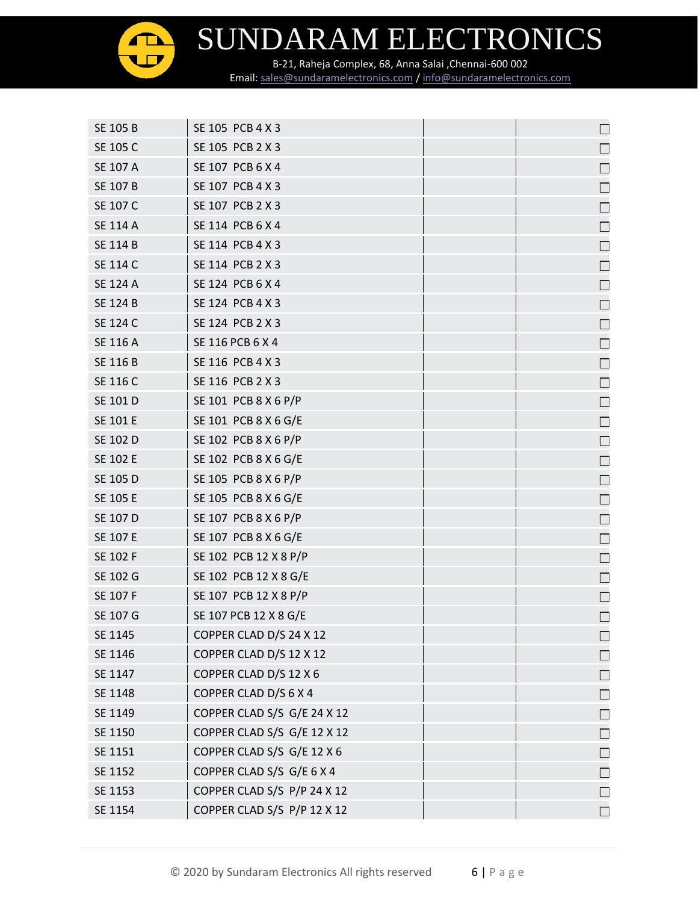| | | | | |
|---|---|---|---|---|
| SE 105 B | SE 105 PCB 4 X 3 | | | ☐ |
| SE 105 C | SE 105 PCB 2 X 3 | | | ☐ |
| SE 107 A | SE 107 PCB 6 X 4 | | | ☐ |
| SE 107 B | SE 107 PCB 4 X 3 | | | ☐ |
| SE 107 C | SE 107 PCB 2 X 3 | | | ☐ |
| SE 114 A | SE 114 PCB 6 X 4 | | | ☐ |
| SE 114 B | SE 114 PCB 4 X 3 | | | ☐ |
| SE 114 C | SE 114 PCB 2 X 3 | | | ☐ |
| SE 124 A | SE 124 PCB 6 X 4 | | | ☐ |
| SE 124 B | SE 124 PCB 4 X 3 | | | ☐ |
| SE 124 C | SE 124 PCB 2 X 3 | | | ☐ |
| SE 116 A | SE 116 PCB 6 X 4 | | | ☐ |
| SE 116 B | SE 116 PCB 4 X 3 | | | ☐ |
| SE 116 C | SE 116 PCB 2 X 3 | | | ☐ |
| SE 101 D | SE 101 PCB 8 X 6 P/P | | | ☐ |
| SE 101 E | SE 101 PCB 8 X 6 G/E | | | ☐ |
| SE 102 D | SE 102 PCB 8 X 6 P/P | | | ☐ |
| SE 102 E | SE 102 PCB 8 X 6 G/E | | | ☐ |
| SE 105 D | SE 105 PCB 8 X 6 P/P | | | ☐ |
| SE 105 E | SE 105 PCB 8 X 6 G/E | | | ☐ |
| SE 107 D | SE 107 PCB 8 X 6 P/P | | | ☐ |
| SE 107 E | SE 107 PCB 8 X 6 G/E | | | ☐ |
| SE 102 F | SE 102 PCB 12 X 8 P/P | | | ☐ |
| SE 102 G | SE 102 PCB 12 X 8 G/E | | | ☐ |
| SE 107 F | SE 107 PCB 12 X 8 P/P | | | ☐ |
| SE 107 G | SE 107 PCB 12 X 8 G/E | | | ☐ |
| SE 1145 | COPPER CLAD D/S 24 X 12 | | | ☐ |
| SE 1146 | COPPER CLAD D/S 12 X 12 | | | ☐ |
| SE 1147 | COPPER CLAD D/S 12 X 6 | | | ☐ |
| SE 1148 | COPPER CLAD D/S 6 X 4 | | | ☐ |
| SE 1149 | COPPER CLAD S/S G/E 24 X 12 | | | ☐ |
| SE 1150 | COPPER CLAD S/S G/E 12 X 12 | | | ☐ |
| SE 1151 | COPPER CLAD S/S G/E 12 X 6 | | | ☐ |
| SE 1152 | COPPER CLAD S/S G/E 6 X 4 | | | ☐ |
| SE 1153 | COPPER CLAD S/S P/P 24 X 12 | | | ☐ |
| SE 1154 | COPPER CLAD S/S P/P 12 X 12 | | | ☐ |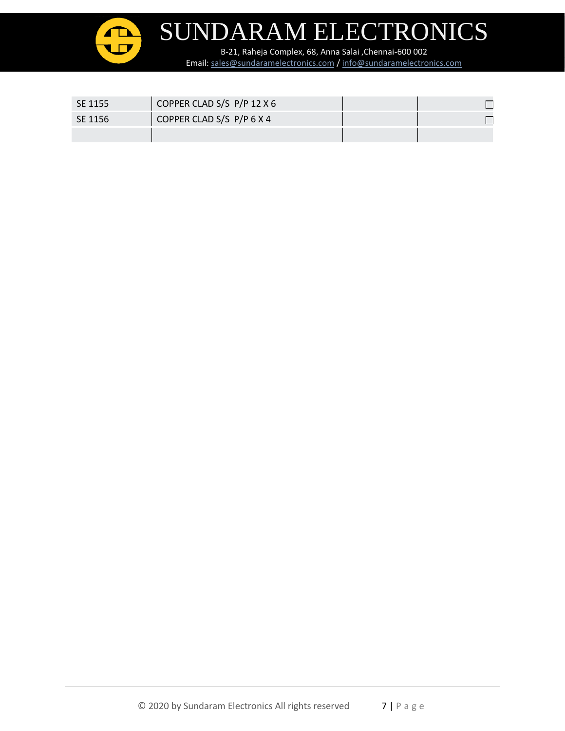| | | | |
|---|---|---|---|
| SE 1155 | COPPER CLAD S/S P/P 12 X 6 | | ☐ |
| SE 1156 | COPPER CLAD S/S P/P 6 X 4 | | ☐ |
| | | | |